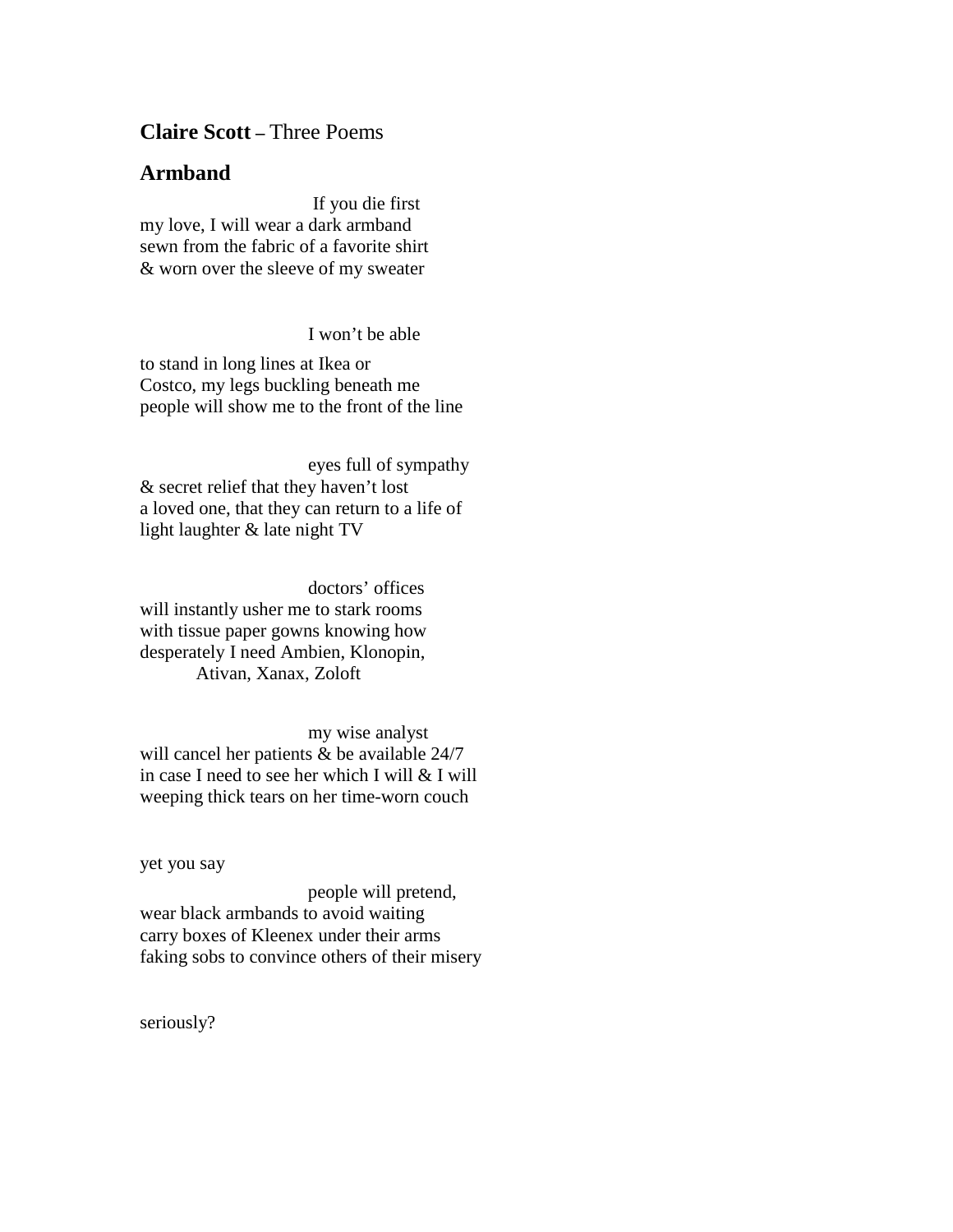**Claire Scott** – Three Poems

## Armband

If you die first  
my love, I will wear a dark armband  
sewn from the fabric of a favorite shirt  
& worn over the sleeve of my sweater

I won't be able

to stand in long lines at Ikea or  
Costco, my legs buckling beneath me  
people will show me to the front of the line

eyes full of sympathy  
& secret relief that they haven't lost  
a loved one, that they can return to a life of  
light laughter & late night TV

doctors' offices  
will instantly usher me to stark rooms  
with tissue paper gowns knowing how  
desperately I need Ambien, Klonopin,  
Ativan, Xanax, Zoloft

my wise analyst  
will cancel her patients & be available 24/7  
in case I need to see her which I will & I will  
weeping thick tears on her time-worn couch

yet you say

people will pretend,  
wear black armbands to avoid waiting  
carry boxes of Kleenex under their arms  
faking sobs to convince others of their misery

seriously?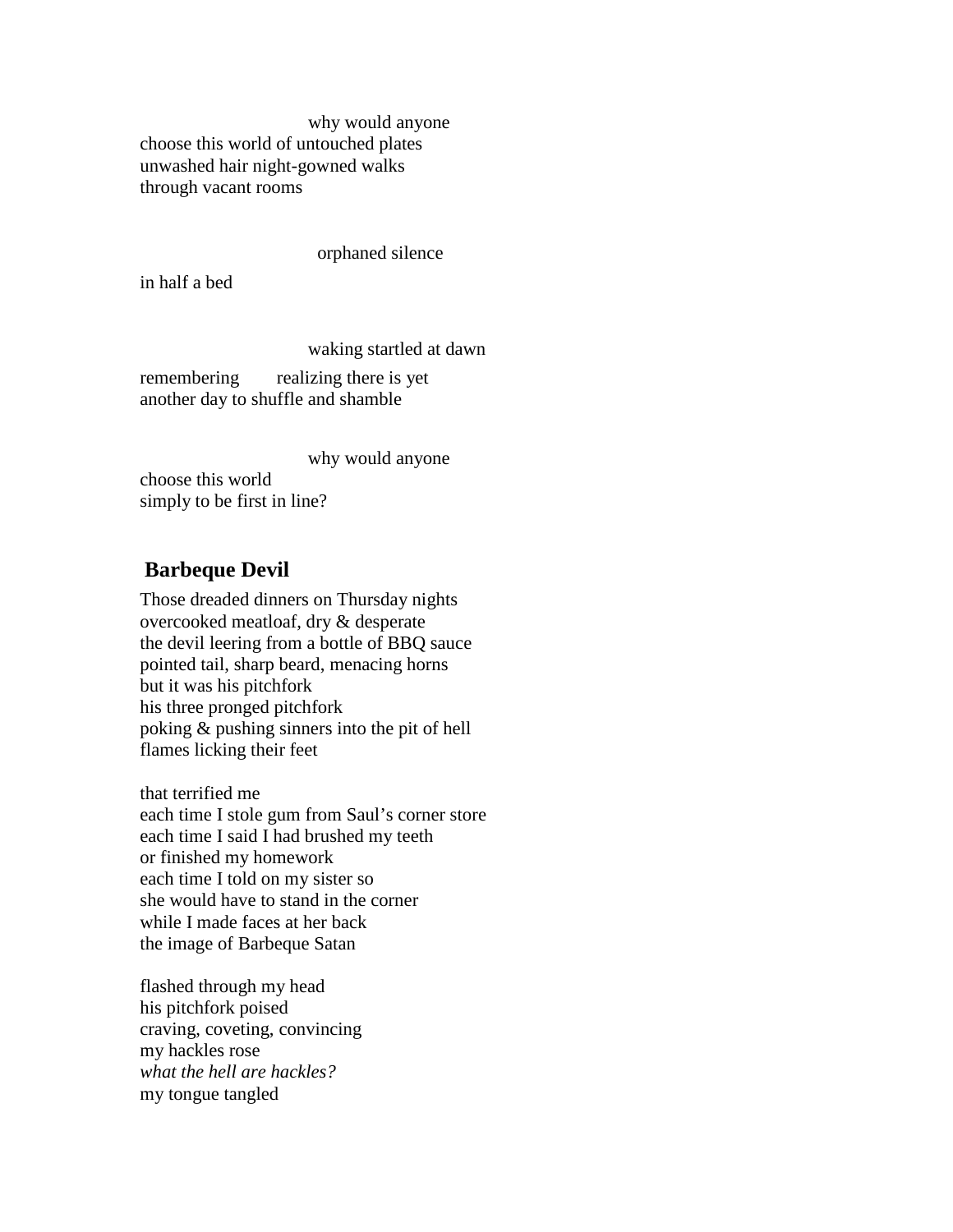why would anyone
choose this world of untouched plates
unwashed hair night-gowned walks
through vacant rooms

orphaned silence

in half a bed

waking startled at dawn

remembering    realizing there is yet
another day to shuffle and shamble

why would anyone
choose this world
simply to be first in line?

## Barbeque Devil

Those dreaded dinners on Thursday nights
overcooked meatloaf, dry & desperate
the devil leering from a bottle of BBQ sauce
pointed tail, sharp beard, menacing horns
but it was his pitchfork
his three pronged pitchfork
poking & pushing sinners into the pit of hell
flames licking their feet

that terrified me
each time I stole gum from Saul's corner store
each time I said I had brushed my teeth
or finished my homework
each time I told on my sister so
she would have to stand in the corner
while I made faces at her back
the image of Barbeque Satan

flashed through my head
his pitchfork poised
craving, coveting, convincing
my hackles rose
*what the hell are hackles?*
my tongue tangled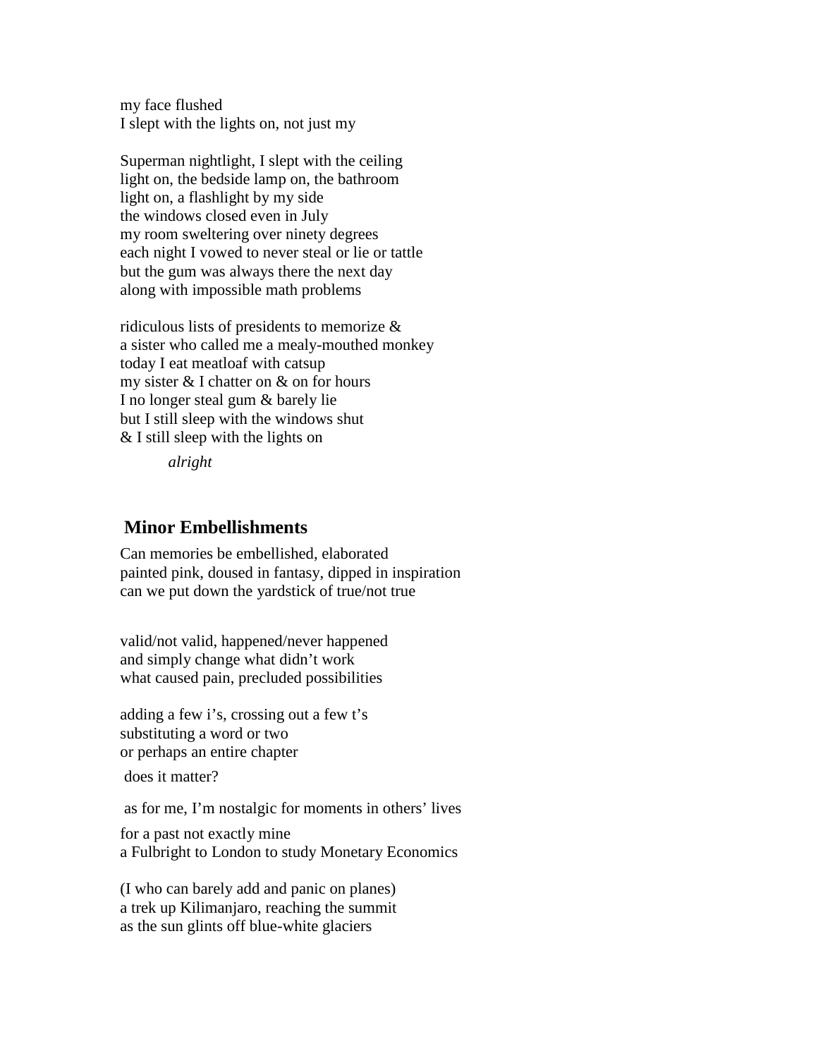my face flushed
I slept with the lights on, not just my

Superman nightlight, I slept with the ceiling
light on, the bedside lamp on, the bathroom
light on, a flashlight by my side
the windows closed even in July
my room sweltering over ninety degrees
each night I vowed to never steal or lie or tattle
but the gum was always there the next day
along with impossible math problems

ridiculous lists of presidents to memorize &
a sister who called me a mealy-mouthed monkey
today I eat meatloaf with catsup
my sister & I chatter on & on for hours
I no longer steal gum & barely lie
but I still sleep with the windows shut
& I still sleep with the lights on

*alright*

## Minor Embellishments

Can memories be embellished, elaborated
painted pink, doused in fantasy, dipped in inspiration
can we put down the yardstick of true/not true

valid/not valid, happened/never happened
and simply change what didn't work
what caused pain, precluded possibilities

adding a few i's, crossing out a few t's
substituting a word or two
or perhaps an entire chapter

does it matter?

as for me, I'm nostalgic for moments in others' lives

for a past not exactly mine
a Fulbright to London to study Monetary Economics

(I who can barely add and panic on planes)
a trek up Kilimanjaro, reaching the summit
as the sun glints off blue-white glaciers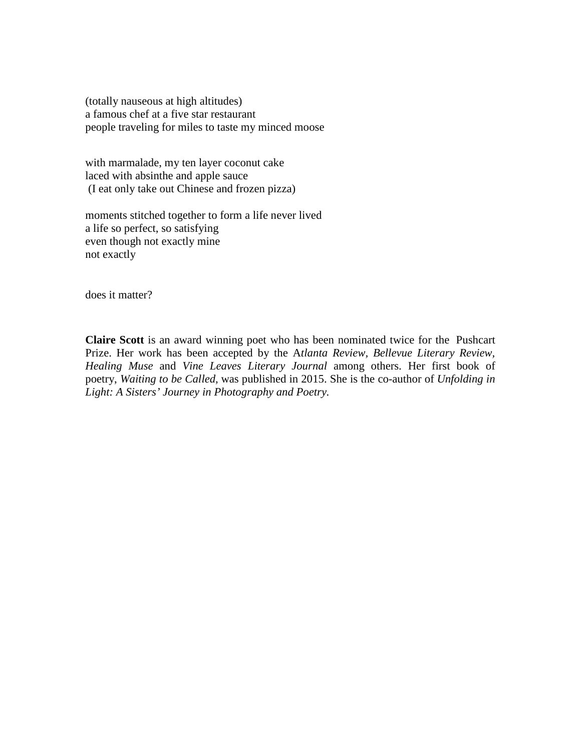(totally nauseous at high altitudes)
a famous chef at a five star restaurant
people traveling for miles to taste my minced moose

with marmalade, my ten layer coconut cake
laced with absinthe and apple sauce
(I eat only take out Chinese and frozen pizza)

moments stitched together to form a life never lived
a life so perfect, so satisfying
even though not exactly mine
not exactly

does it matter?

**Claire Scott** is an award winning poet who has been nominated twice for the Pushcart Prize. Her work has been accepted by the A*tlanta Review*, *Bellevue Literary Review*, *Healing Muse* and *Vine Leaves Literary Journal* among others. Her first book of poetry, *Waiting to be Called,* was published in 2015. She is the co-author of *Unfolding in Light: A Sisters' Journey in Photography and Poetry.*